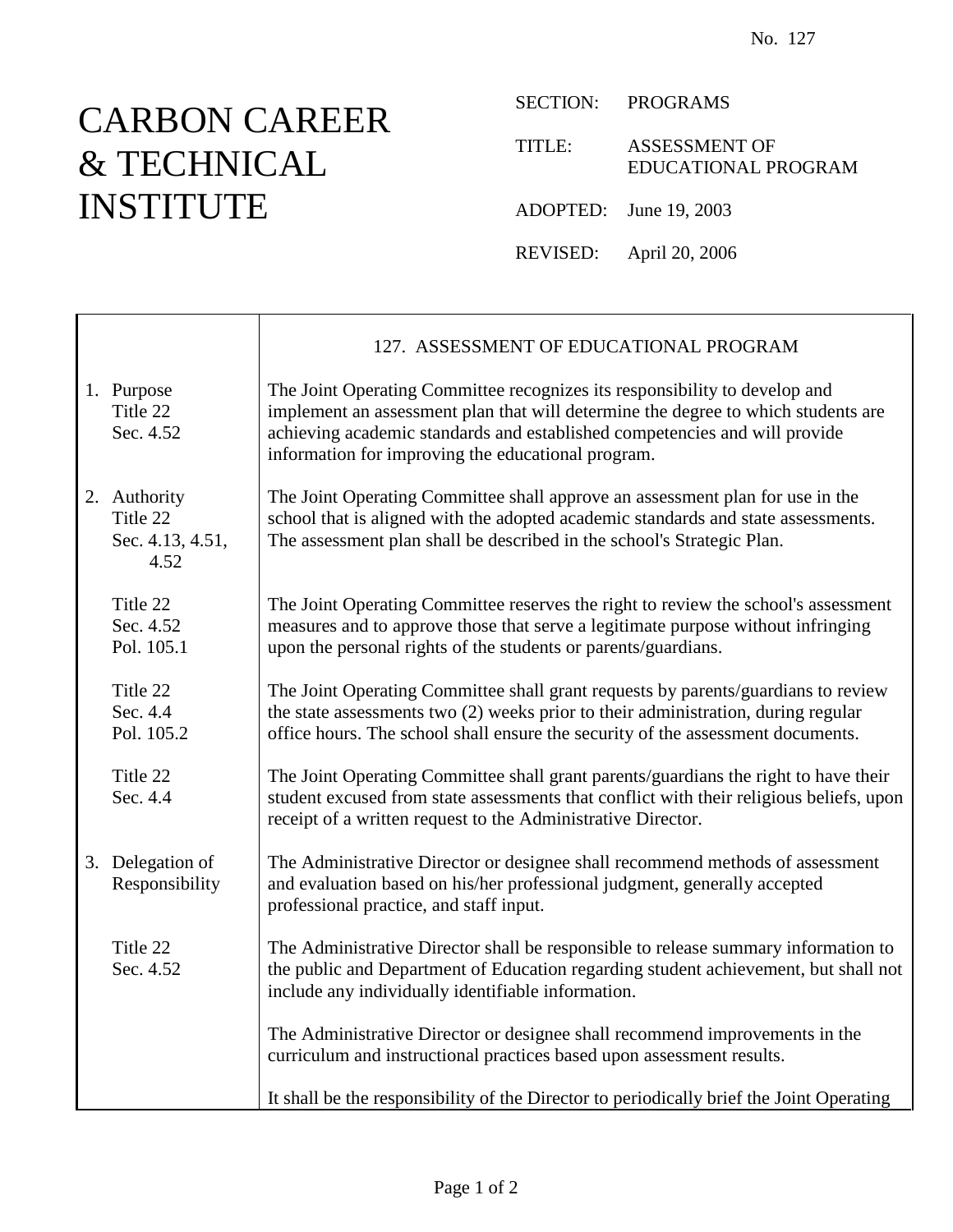No. 127

# CARBON CAREER & TECHNICAL INSTITUTE

SECTION: PROGRAMS

TITLE: ASSESSMENT OF EDUCATIONAL PROGRAM

ADOPTED: June 19, 2003

REVISED: April 20, 2006

## 127. ASSESSMENT OF EDUCATIONAL PROGRAM

| | |
|---|---|
| 1. Purpose<br>Title 22<br>Sec. 4.52 | The Joint Operating Committee recognizes its responsibility to develop and implement an assessment plan that will determine the degree to which students are achieving academic standards and established competencies and will provide information for improving the educational program. |
| 2. Authority<br>Title 22<br>Sec. 4.13, 4.51, 4.52 | The Joint Operating Committee shall approve an assessment plan for use in the school that is aligned with the adopted academic standards and state assessments. The assessment plan shall be described in the school's Strategic Plan. |
| Title 22<br>Sec. 4.52<br>Pol. 105.1 | The Joint Operating Committee reserves the right to review the school's assessment measures and to approve those that serve a legitimate purpose without infringing upon the personal rights of the students or parents/guardians. |
| Title 22<br>Sec. 4.4<br>Pol. 105.2 | The Joint Operating Committee shall grant requests by parents/guardians to review the state assessments two (2) weeks prior to their administration, during regular office hours. The school shall ensure the security of the assessment documents. |
| Title 22<br>Sec. 4.4 | The Joint Operating Committee shall grant parents/guardians the right to have their student excused from state assessments that conflict with their religious beliefs, upon receipt of a written request to the Administrative Director. |
| 3. Delegation of Responsibility | The Administrative Director or designee shall recommend methods of assessment and evaluation based on his/her professional judgment, generally accepted professional practice, and staff input. |
| Title 22<br>Sec. 4.52 | The Administrative Director shall be responsible to release summary information to the public and Department of Education regarding student achievement, but shall not include any individually identifiable information. |
| | The Administrative Director or designee shall recommend improvements in the curriculum and instructional practices based upon assessment results. |
| | It shall be the responsibility of the Director to periodically brief the Joint Operating |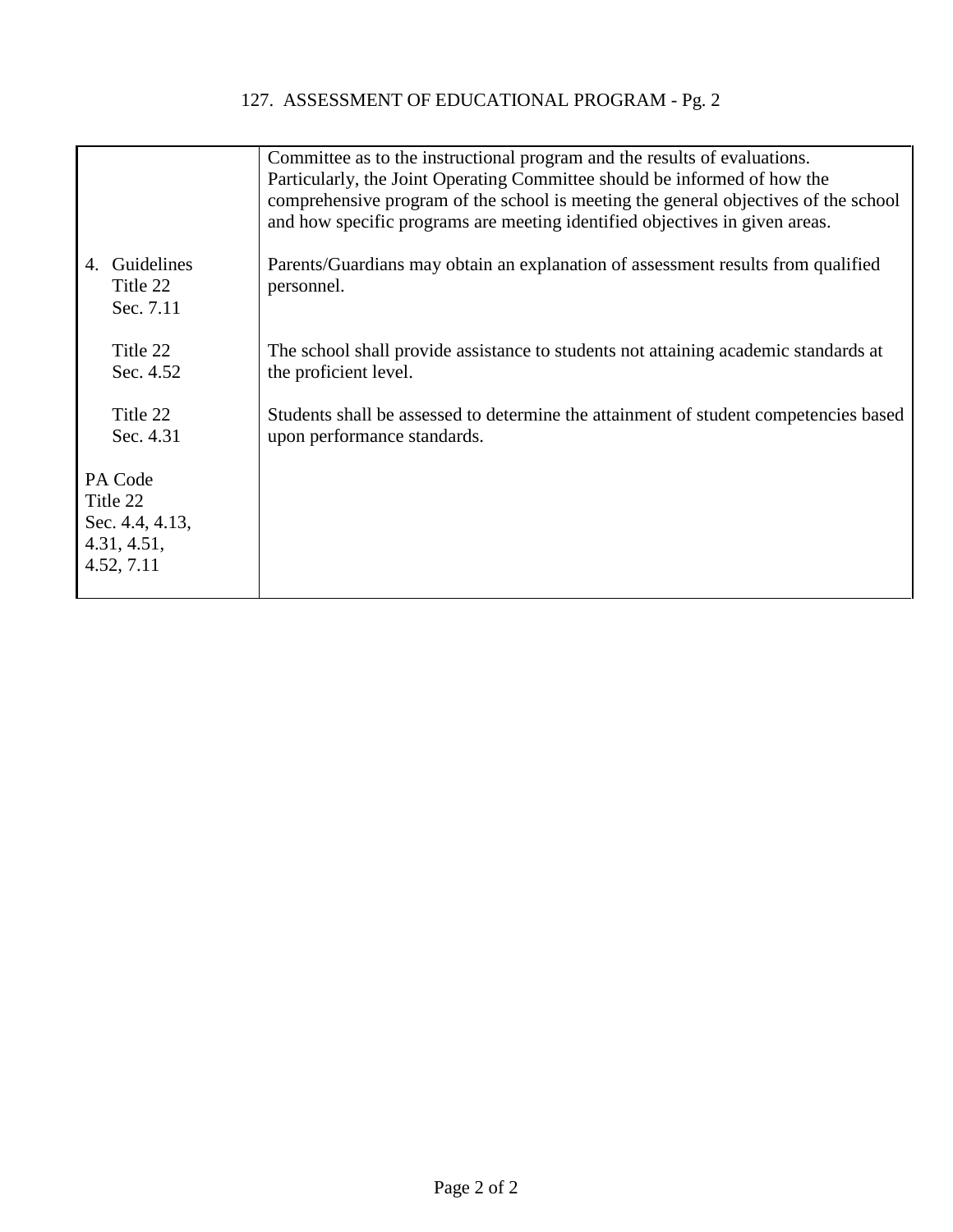127. ASSESSMENT OF EDUCATIONAL PROGRAM - Pg. 2

| | |
|---|---|
| | Committee as to the instructional program and the results of evaluations. Particularly, the Joint Operating Committee should be informed of how the comprehensive program of the school is meeting the general objectives of the school and how specific programs are meeting identified objectives in given areas. |
| 4. Guidelines<br>Title 22<br>Sec. 7.11 | Parents/Guardians may obtain an explanation of assessment results from qualified personnel. |
| Title 22<br>Sec. 4.52 | The school shall provide assistance to students not attaining academic standards at the proficient level. |
| Title 22<br>Sec. 4.31 | Students shall be assessed to determine the attainment of student competencies based upon performance standards. |
| PA Code<br>Title 22<br>Sec. 4.4, 4.13,<br>4.31, 4.51,<br>4.52, 7.11 | |